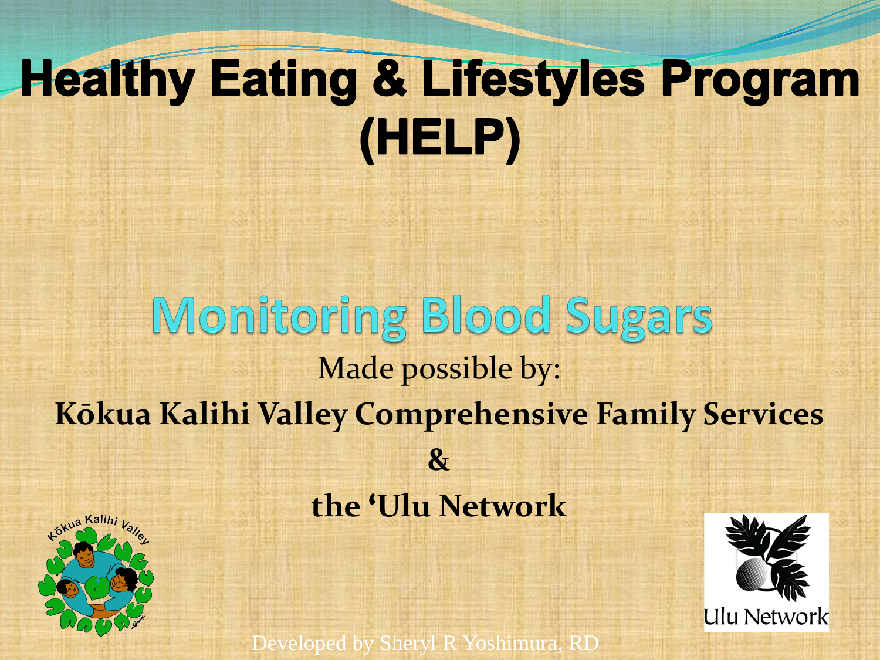# Healthy Eating & Lifestyles Program (HELP)

## Monitoring Blood Sugars

Made possible by:

**Kōkua Kalihi Valley Comprehensive Family Services**

**&**

**the ʻUlu Network**

Developed by Sheryl R Yoshimura, RD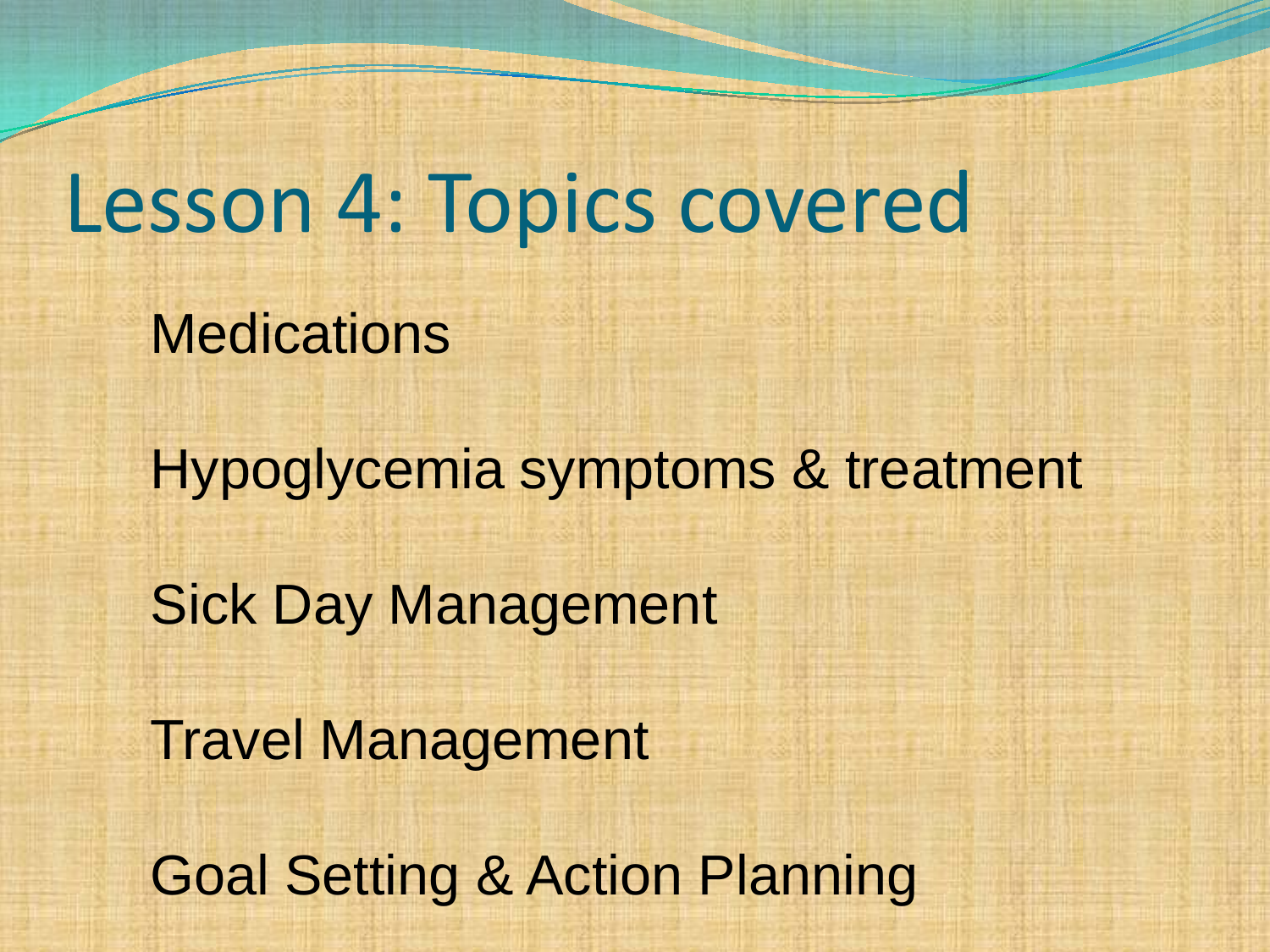# Lesson 4: Topics covered

Medications

Hypoglycemia symptoms & treatment

Sick Day Management

Travel Management

Goal Setting & Action Planning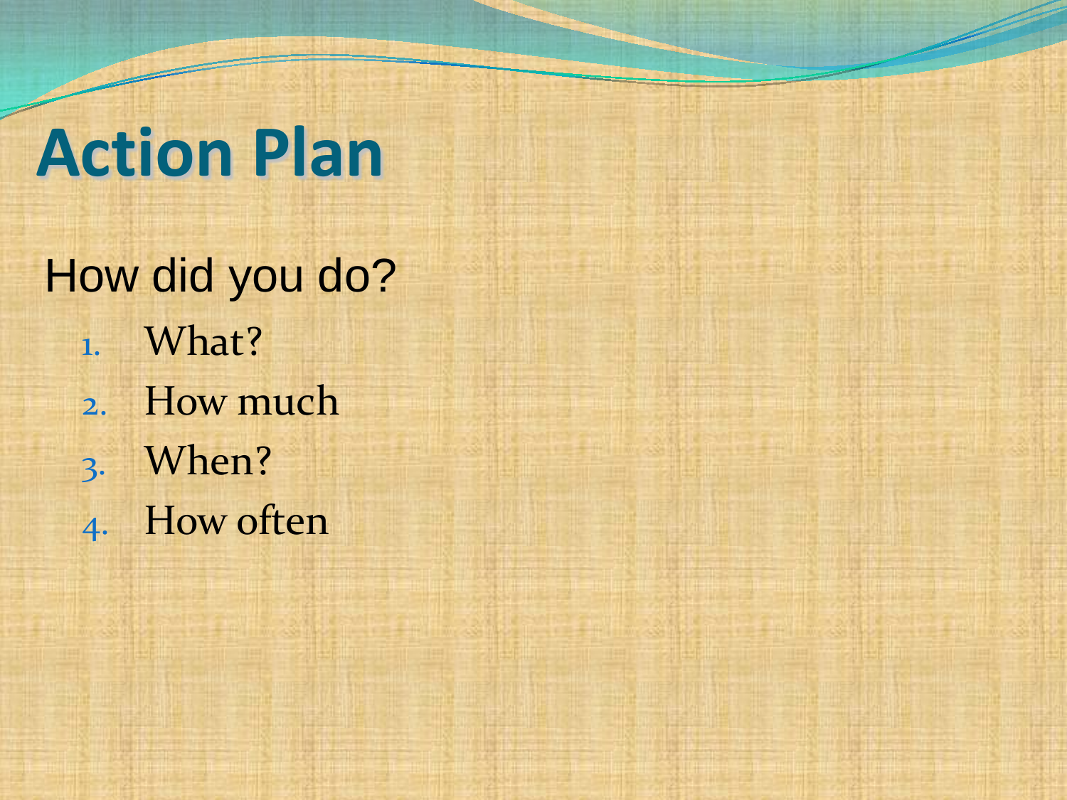# Action Plan

How did you do?

1. What?
2. How much
3. When?
4. How often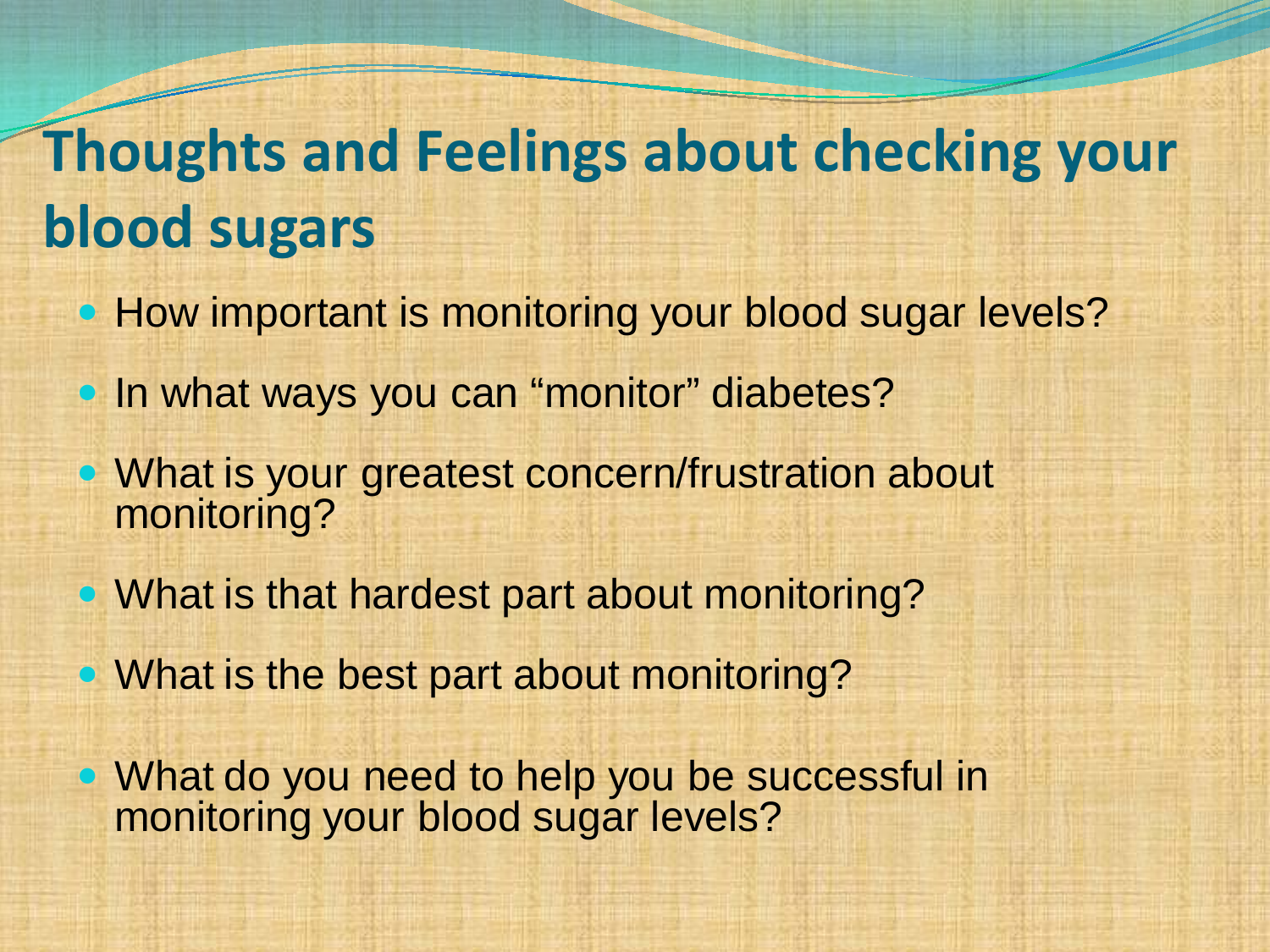# Thoughts and Feelings about checking your blood sugars

- How important is monitoring your blood sugar levels?
- In what ways you can "monitor" diabetes?
- What is your greatest concern/frustration about monitoring?
- What is that hardest part about monitoring?
- What is the best part about monitoring?
- What do you need to help you be successful in monitoring your blood sugar levels?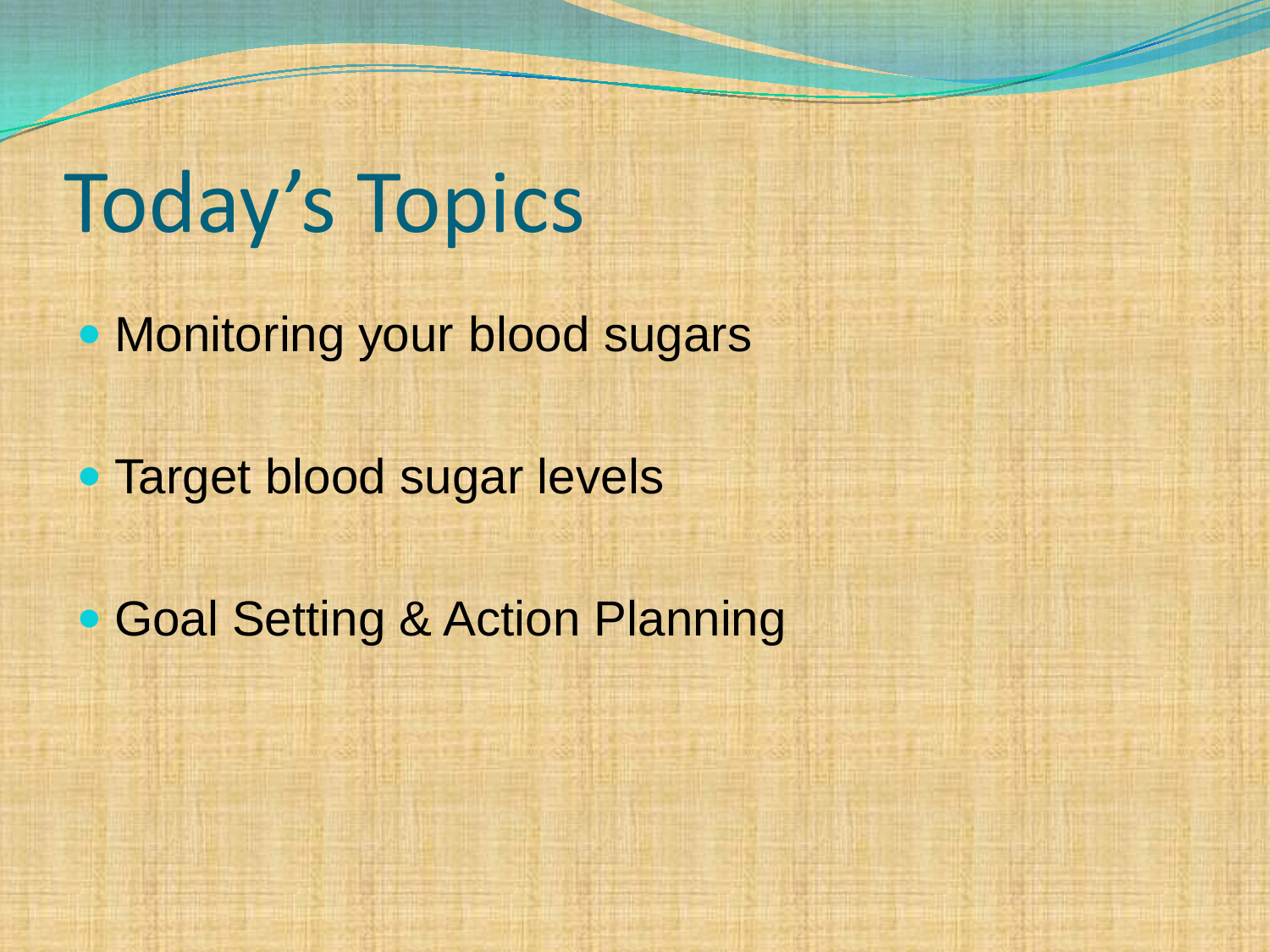# Today's Topics

- Monitoring your blood sugars
- Target blood sugar levels
- Goal Setting & Action Planning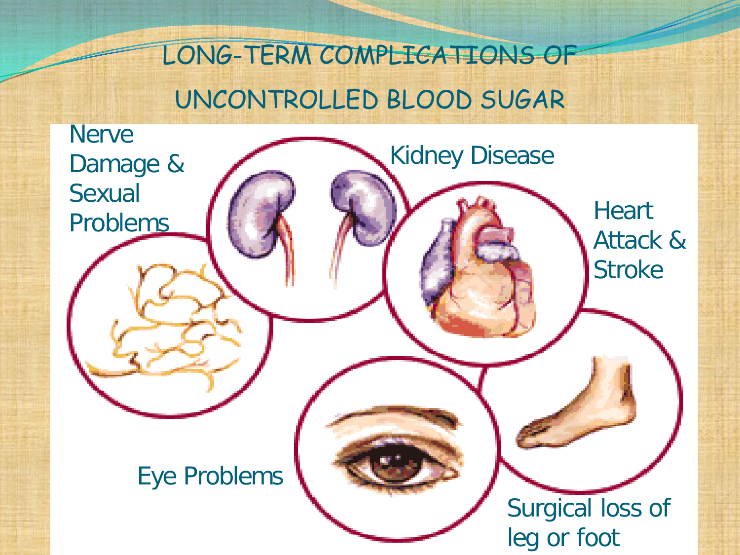# LONG-TERM COMPLICATIONS OF UNCONTROLLED BLOOD SUGAR

- Nerve Damage & Sexual Problems
- Kidney Disease
- Heart Attack & Stroke
- Eye Problems
- Surgical loss of leg or foot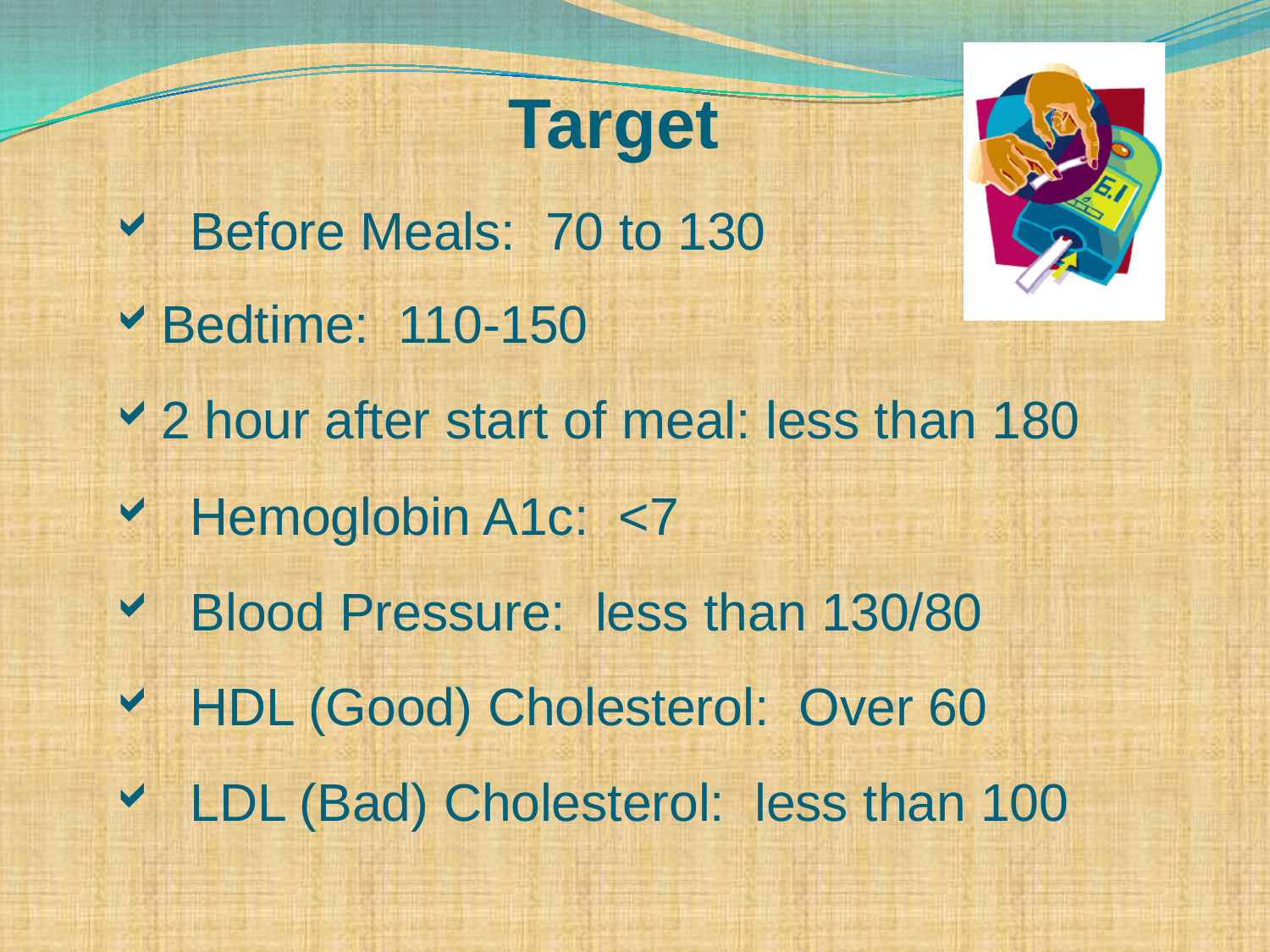# Target

- Before Meals: 70 to 130
- Bedtime: 110-150
- 2 hour after start of meal: less than 180
- Hemoglobin A1c: <7
- Blood Pressure: less than 130/80
- HDL (Good) Cholesterol: Over 60
- LDL (Bad) Cholesterol: less than 100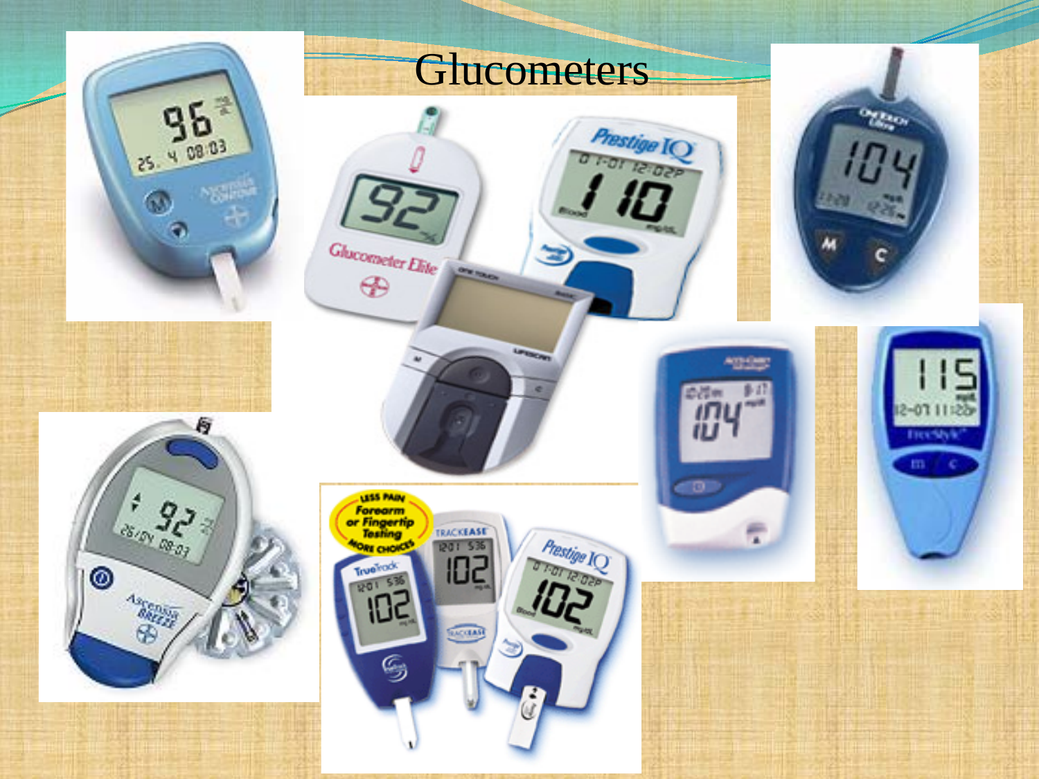# Glucometers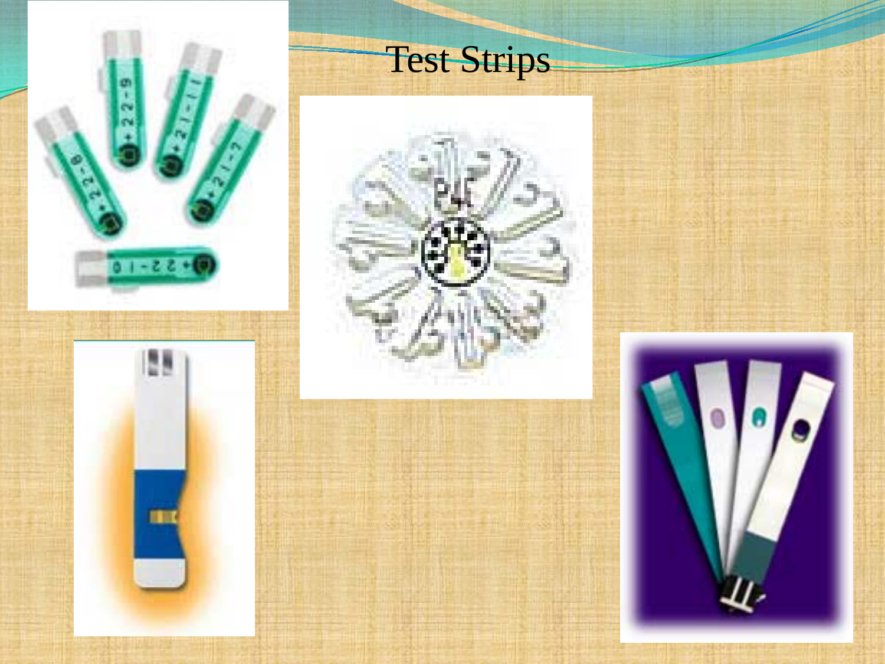# Test Strips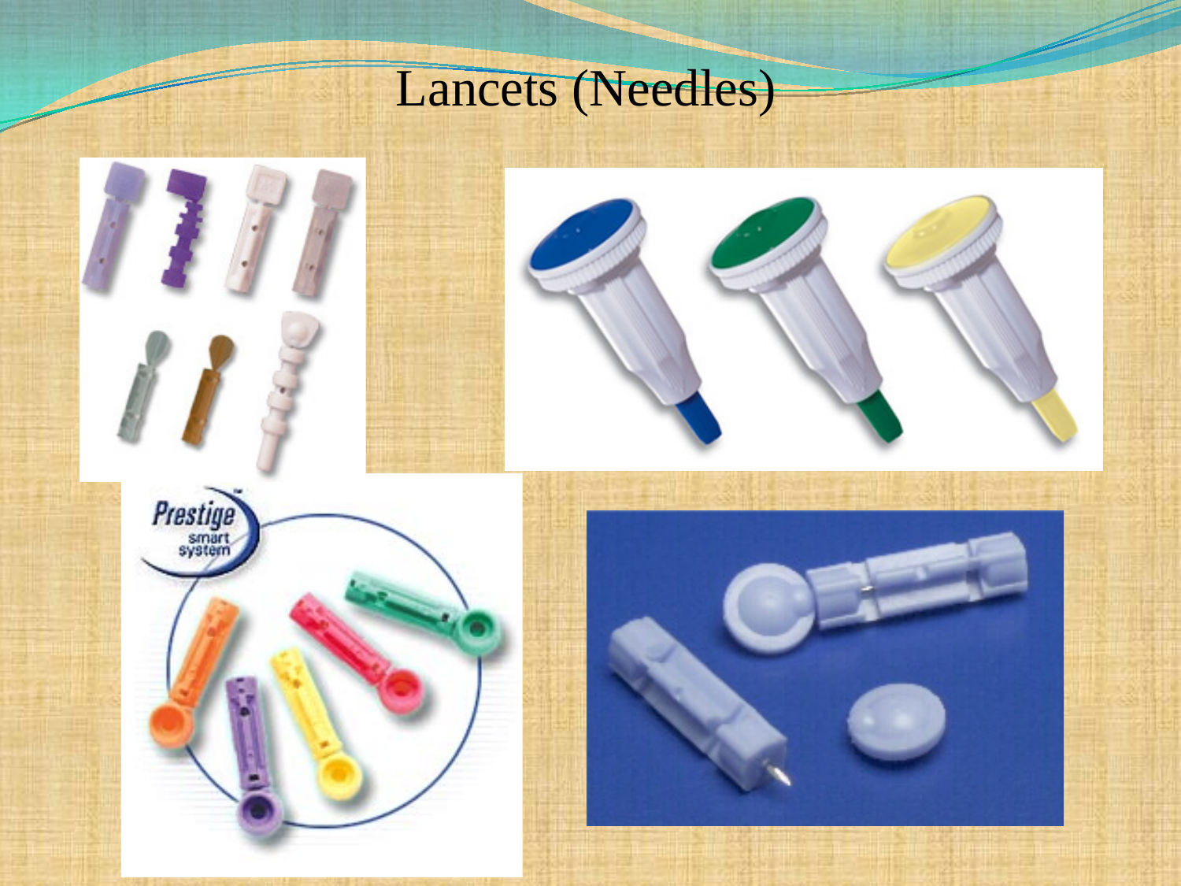# Lancets (Needles)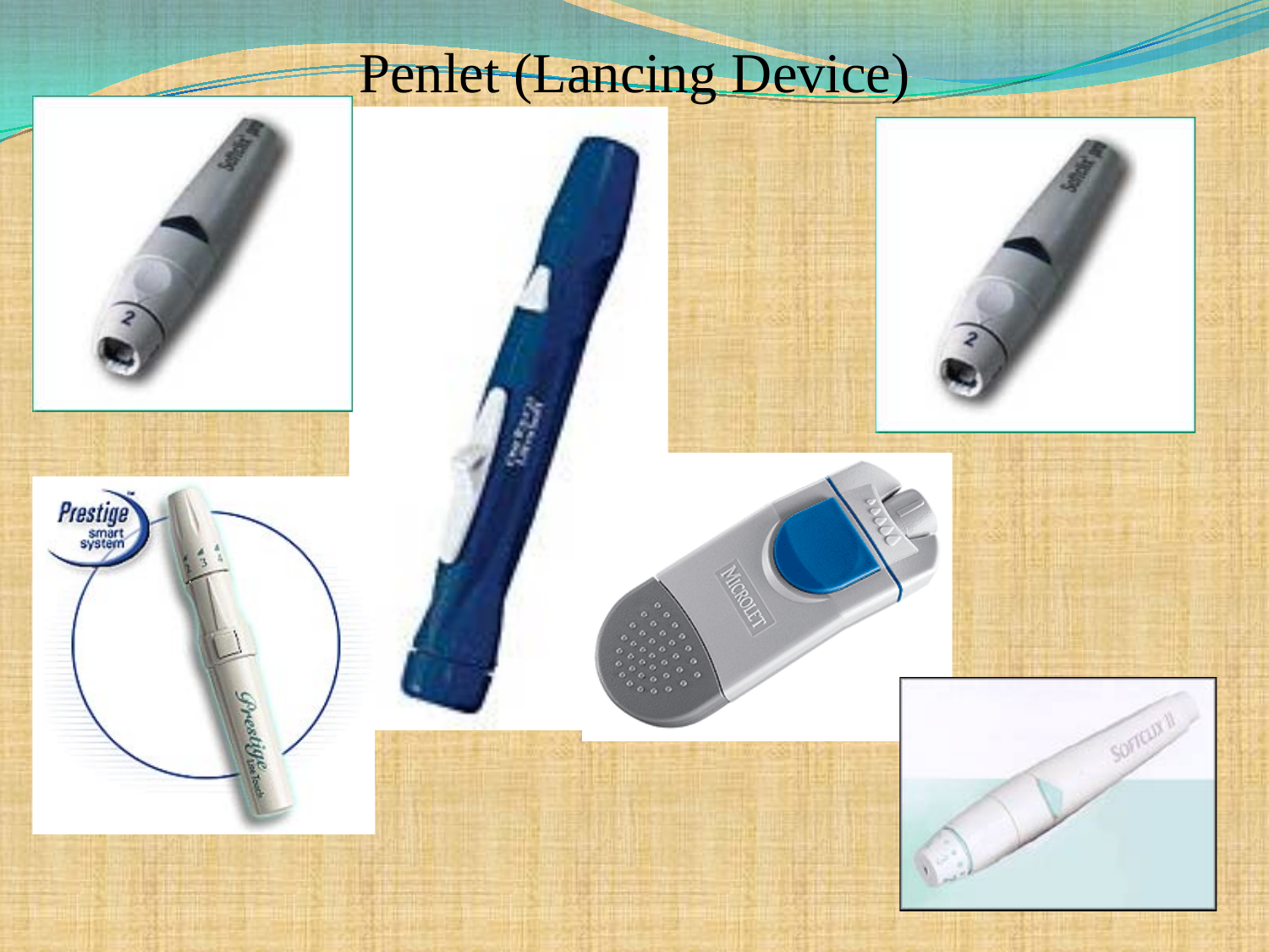# Penlet (Lancing Device)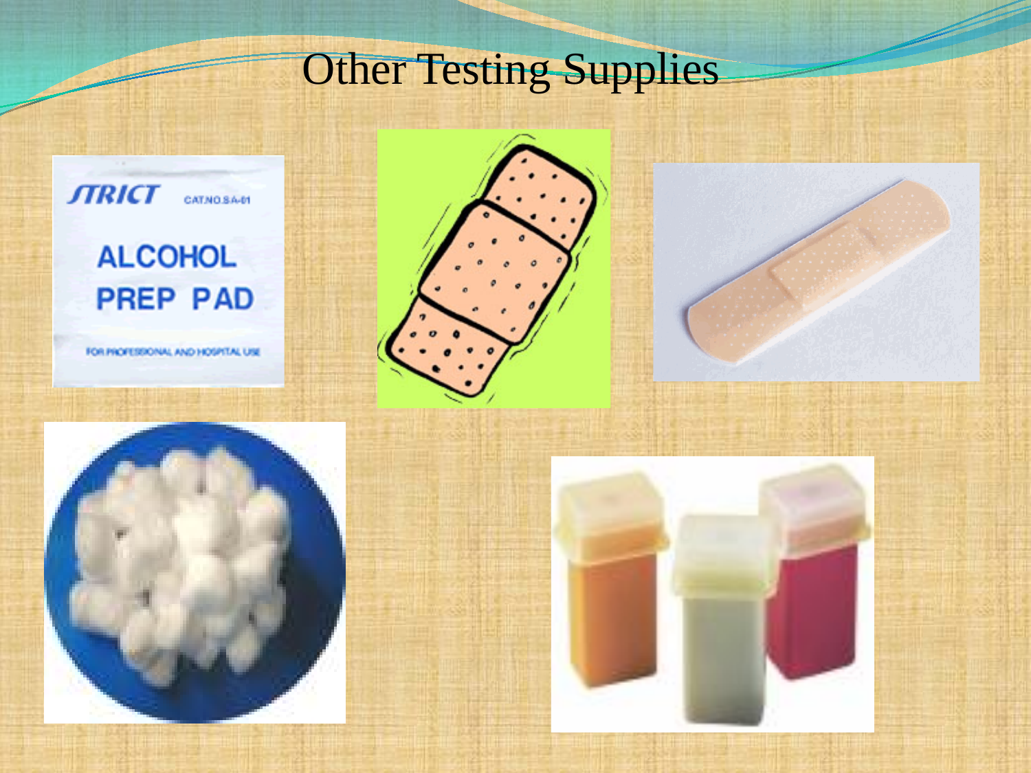# Other Testing Supplies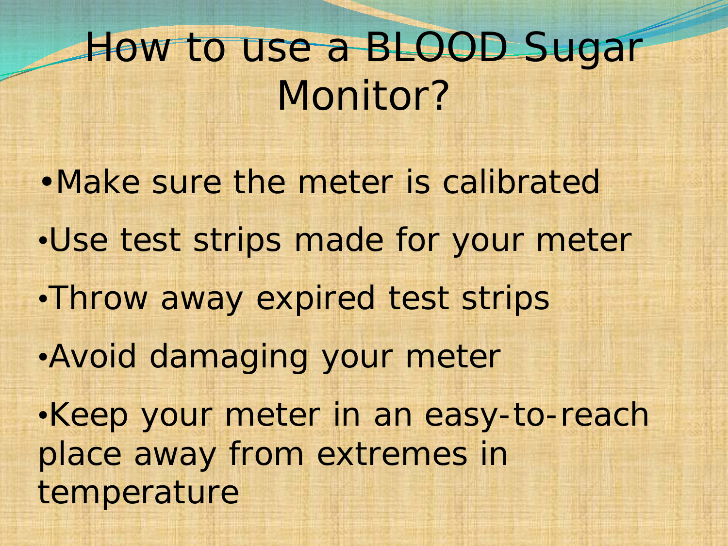# How to use a BLOOD Sugar Monitor?

- Make sure the meter is calibrated
- Use test strips made for your meter
- Throw away expired test strips
- Avoid damaging your meter
- Keep your meter in an easy-to-reach place away from extremes in temperature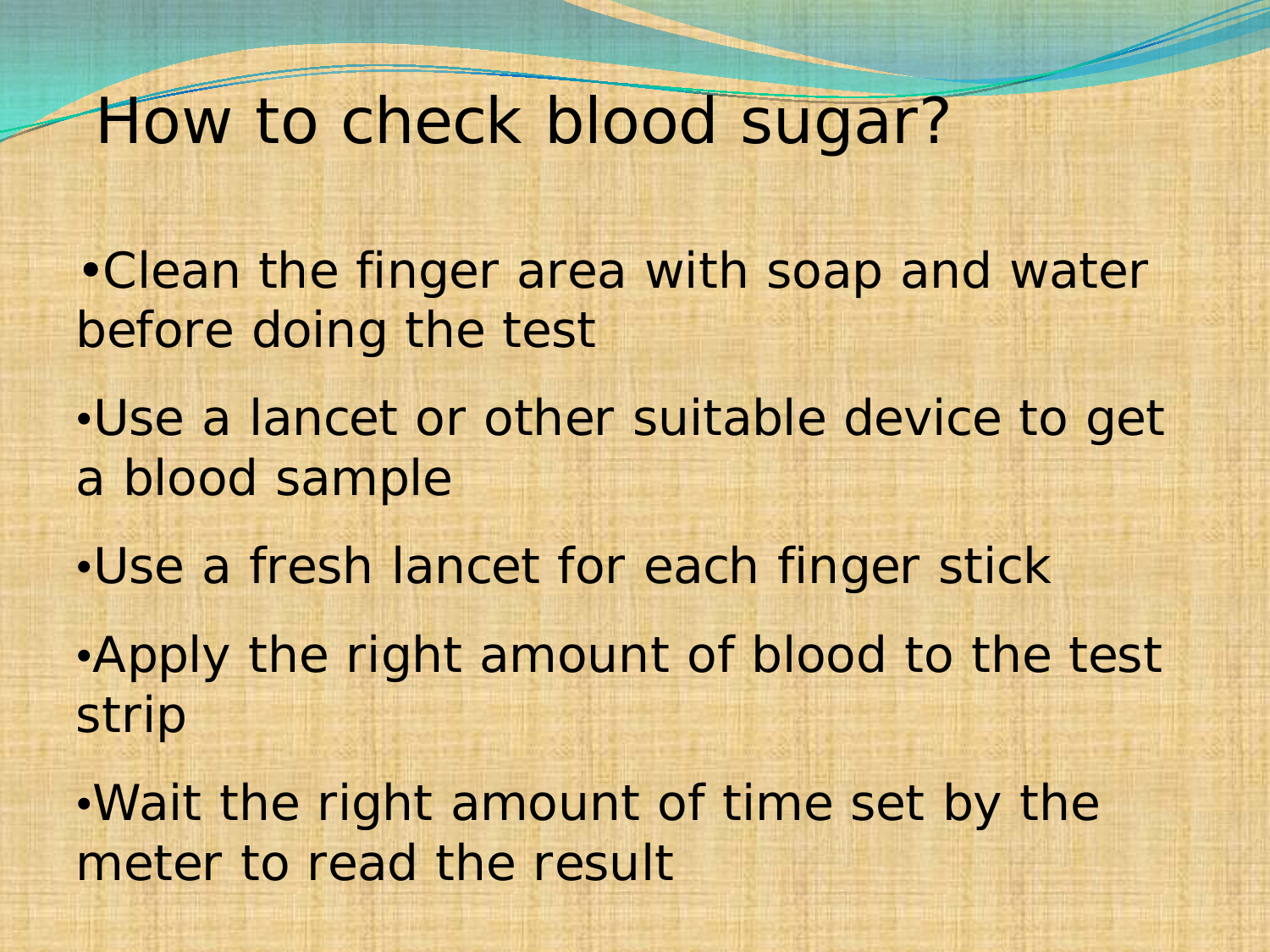# How to check blood sugar?

- Clean the finger area with soap and water before doing the test
- Use a lancet or other suitable device to get a blood sample
- Use a fresh lancet for each finger stick
- Apply the right amount of blood to the test strip
- Wait the right amount of time set by the meter to read the result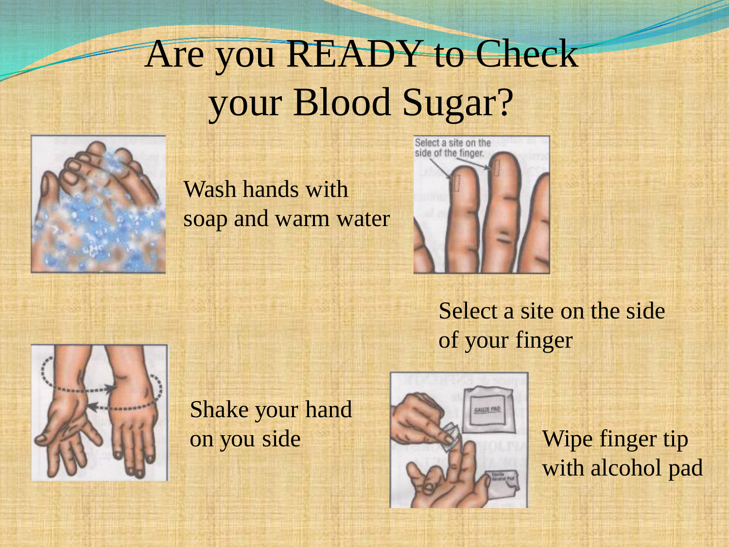# Are you READY to Check your Blood Sugar?

Wash hands with soap and warm water

Select a site on the side of your finger

Shake your hand on you side

Wipe finger tip with alcohol pad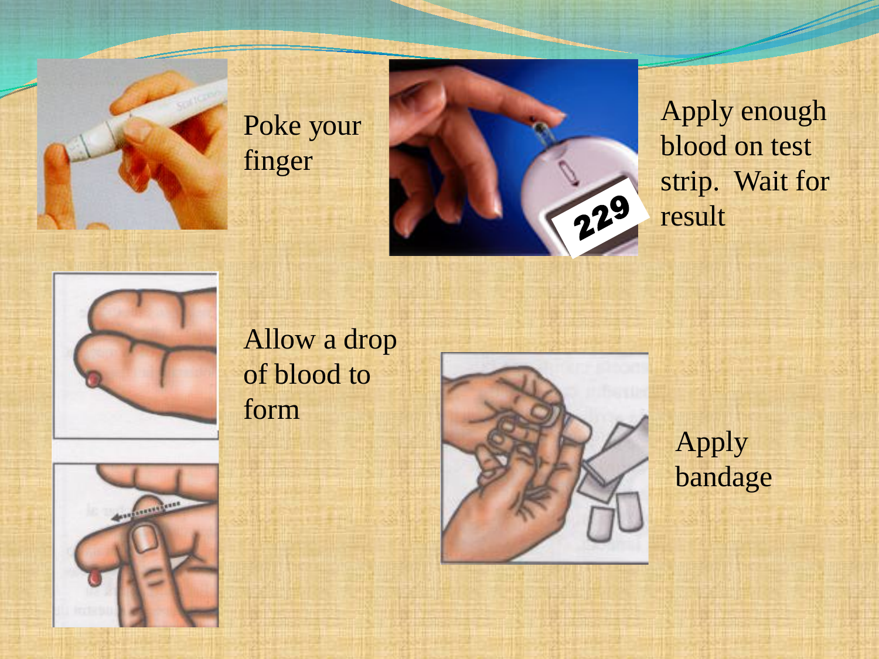Poke your finger

Apply enough blood on test strip. Wait for result

Allow a drop of blood to form

Apply bandage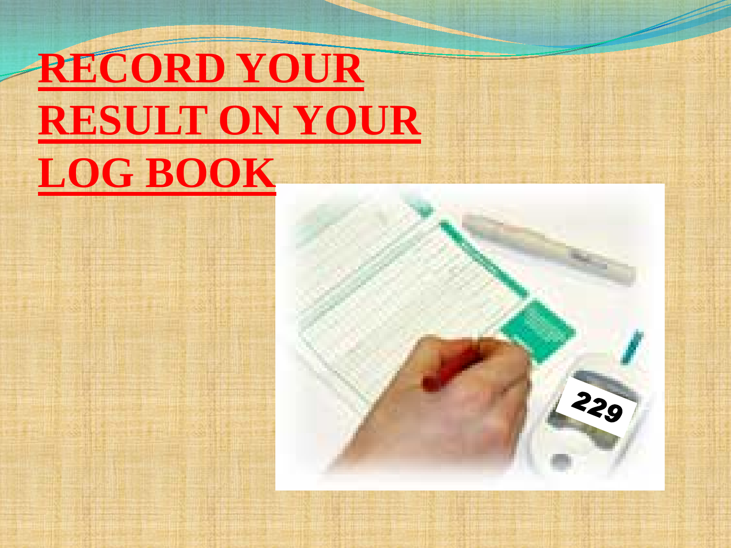# RECORD YOUR RESULT ON YOUR LOG BOOK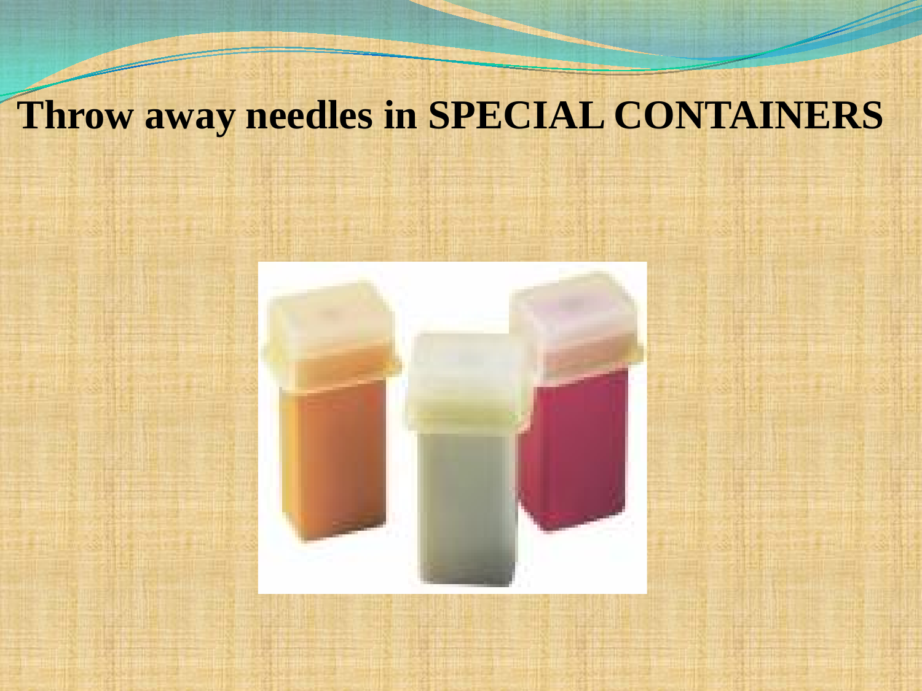# Throw away needles in SPECIAL CONTAINERS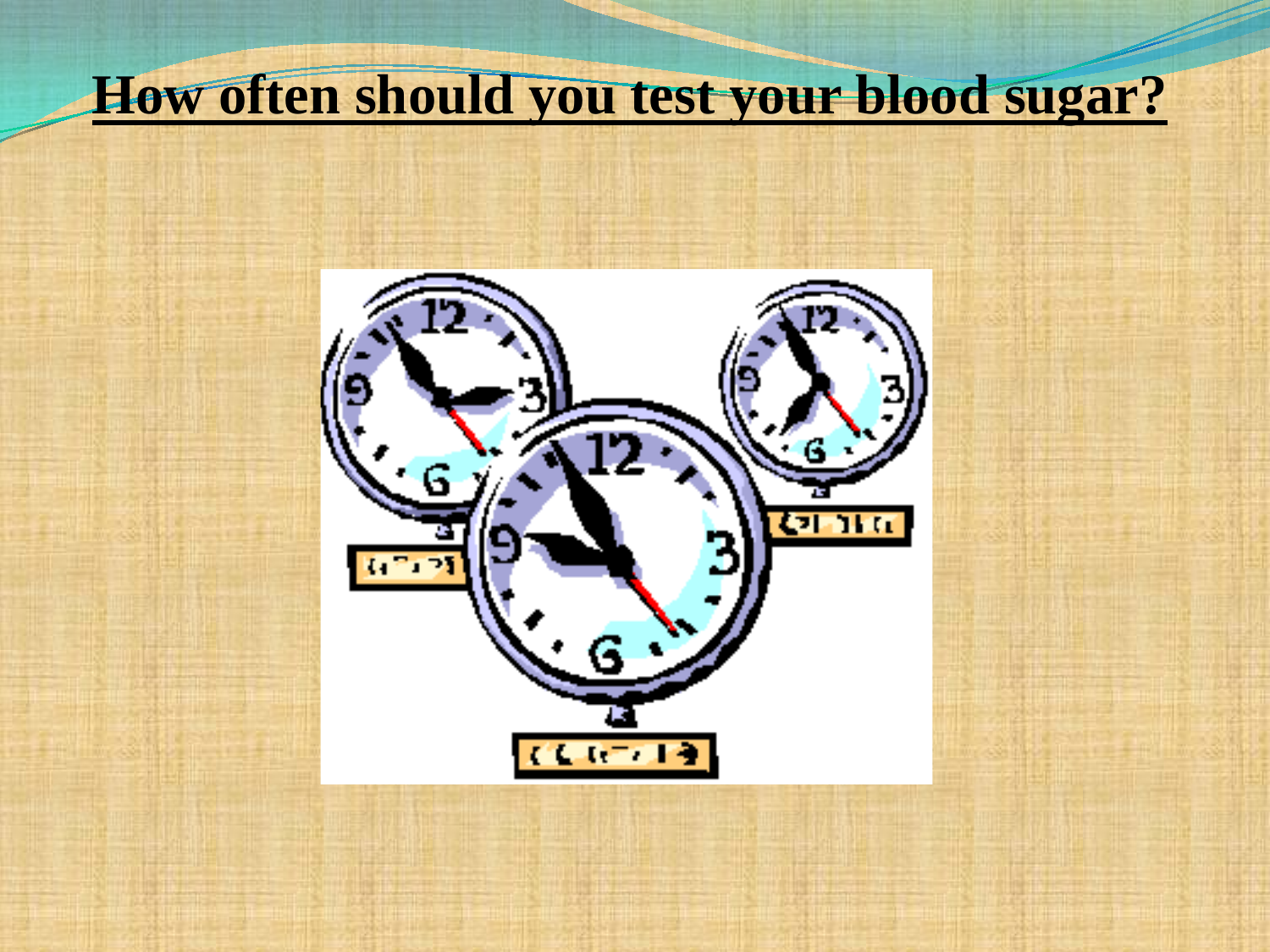# How often should you test your blood sugar?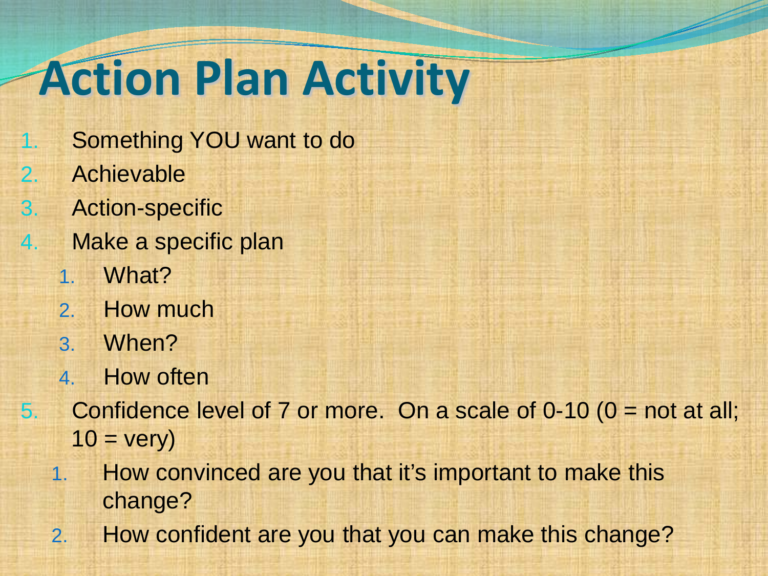# Action Plan Activity

1. Something YOU want to do
2. Achievable
3. Action-specific
4. Make a specific plan
   1. What?
   2. How much
   3. When?
   4. How often
5. Confidence level of 7 or more. On a scale of 0-10 (0 = not at all; 10 = very)
   1. How convinced are you that it's important to make this change?
   2. How confident are you that you can make this change?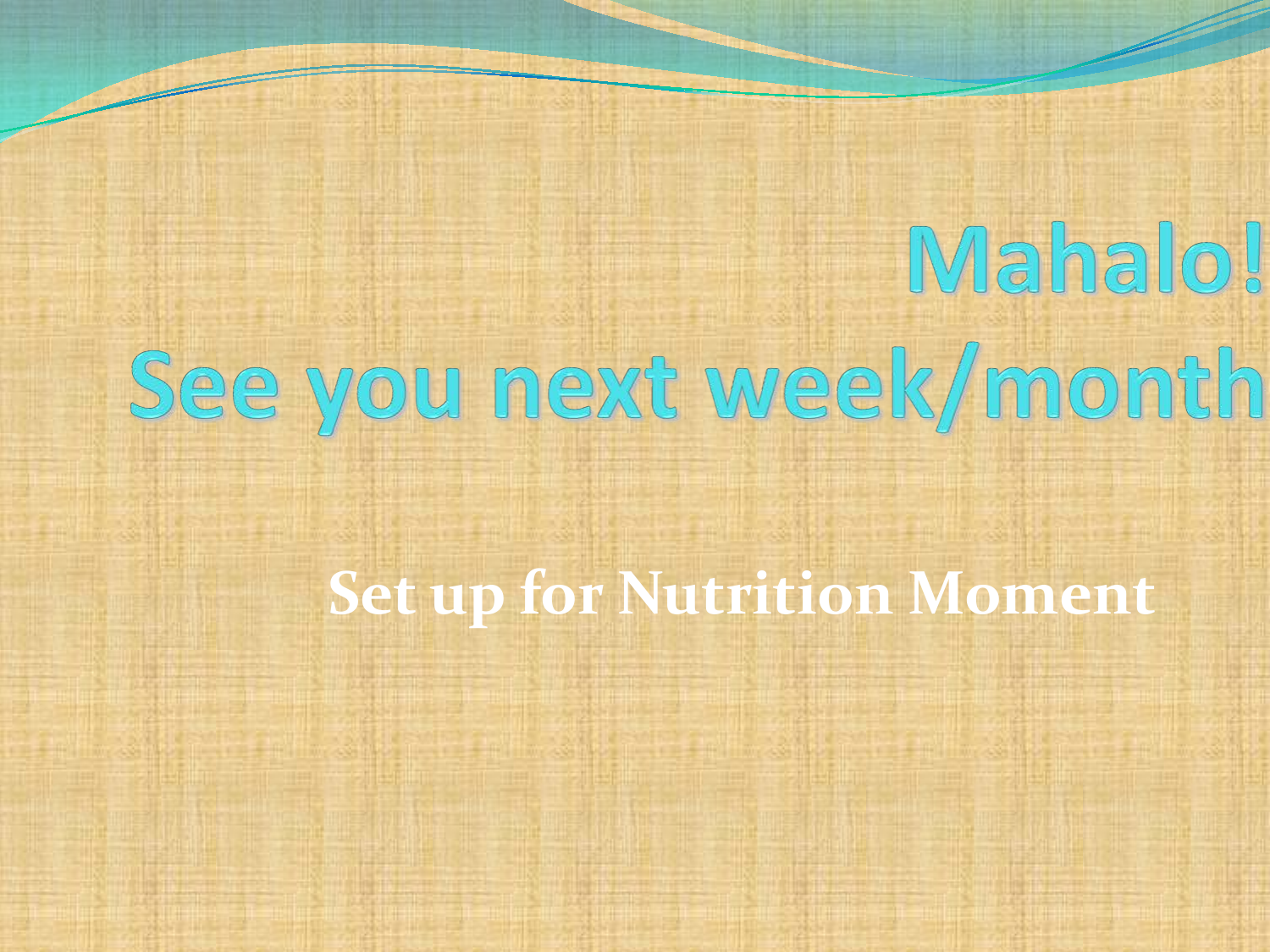# Mahalo!
# See you next week/month

Set up for Nutrition Moment